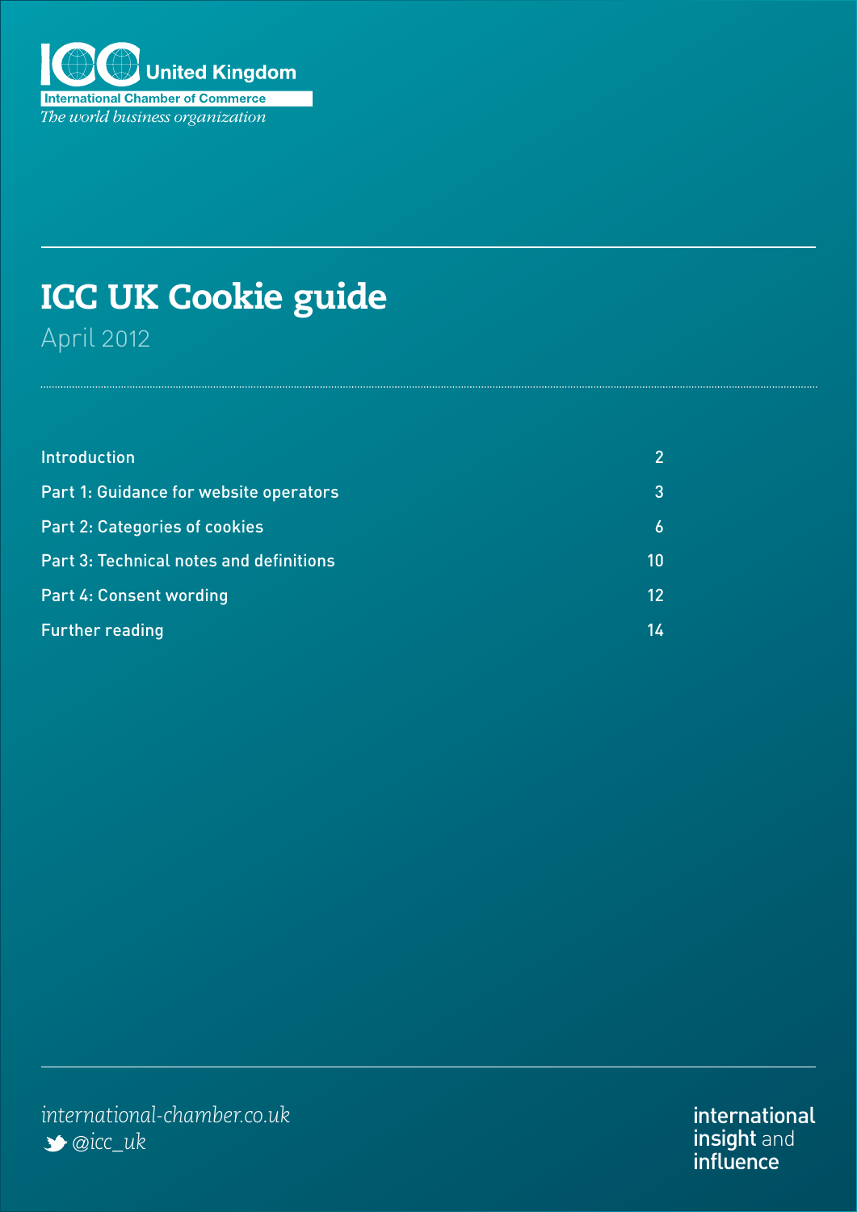ICC United Kingdom

International Chamber of Commerce

*The world business organization*

# ICC UK Cookie guide

April 2012

| | |
|---|---|
| Introduction | 2 |
| Part 1: Guidance for website operators | 3 |
| Part 2: Categories of cookies | 6 |
| Part 3: Technical notes and definitions | 10 |
| Part 4: Consent wording | 12 |
| Further reading | 14 |

*international-chamber.co.uk*

*@icc_uk*

international insight and influence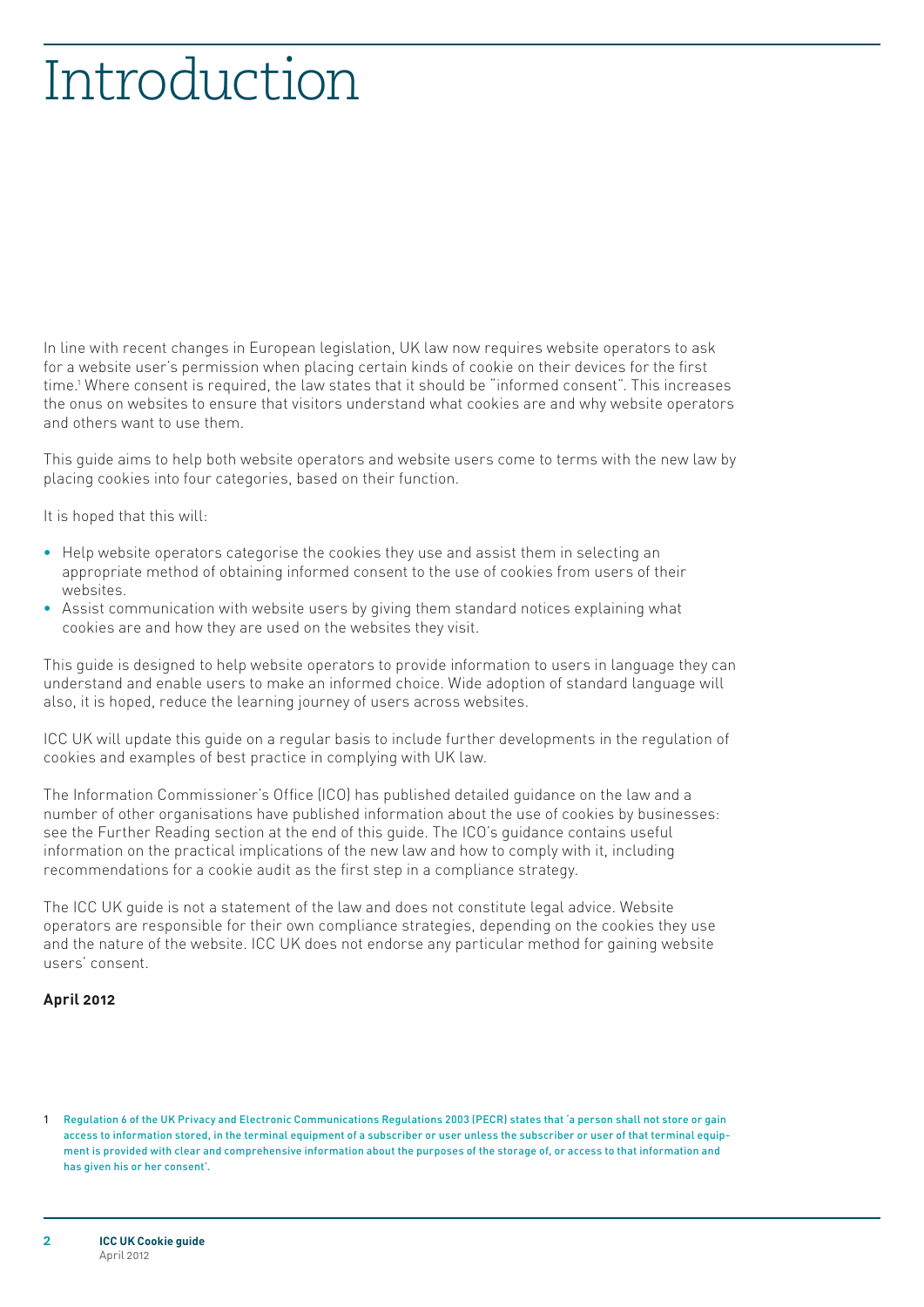# Introduction

In line with recent changes in European legislation, UK law now requires website operators to ask for a website user's permission when placing certain kinds of cookie on their devices for the first time.[1] Where consent is required, the law states that it should be "informed consent". This increases the onus on websites to ensure that visitors understand what cookies are and why website operators and others want to use them.

This guide aims to help both website operators and website users come to terms with the new law by placing cookies into four categories, based on their function.

It is hoped that this will:

- Help website operators categorise the cookies they use and assist them in selecting an appropriate method of obtaining informed consent to the use of cookies from users of their websites.
- Assist communication with website users by giving them standard notices explaining what cookies are and how they are used on the websites they visit.

This guide is designed to help website operators to provide information to users in language they can understand and enable users to make an informed choice. Wide adoption of standard language will also, it is hoped, reduce the learning journey of users across websites.

ICC UK will update this guide on a regular basis to include further developments in the regulation of cookies and examples of best practice in complying with UK law.

The Information Commissioner's Office (ICO) has published detailed guidance on the law and a number of other organisations have published information about the use of cookies by businesses: see the Further Reading section at the end of this guide. The ICO's guidance contains useful information on the practical implications of the new law and how to comply with it, including recommendations for a cookie audit as the first step in a compliance strategy.

The ICC UK guide is not a statement of the law and does not constitute legal advice. Website operators are responsible for their own compliance strategies, depending on the cookies they use and the nature of the website. ICC UK does not endorse any particular method for gaining website users' consent.

**April 2012**

1 Regulation 6 of the UK Privacy and Electronic Communications Regulations 2003 (PECR) states that 'a person shall not store or gain access to information stored, in the terminal equipment of a subscriber or user unless the subscriber or user of that terminal equipment is provided with clear and comprehensive information about the purposes of the storage of, or access to that information and has given his or her consent'.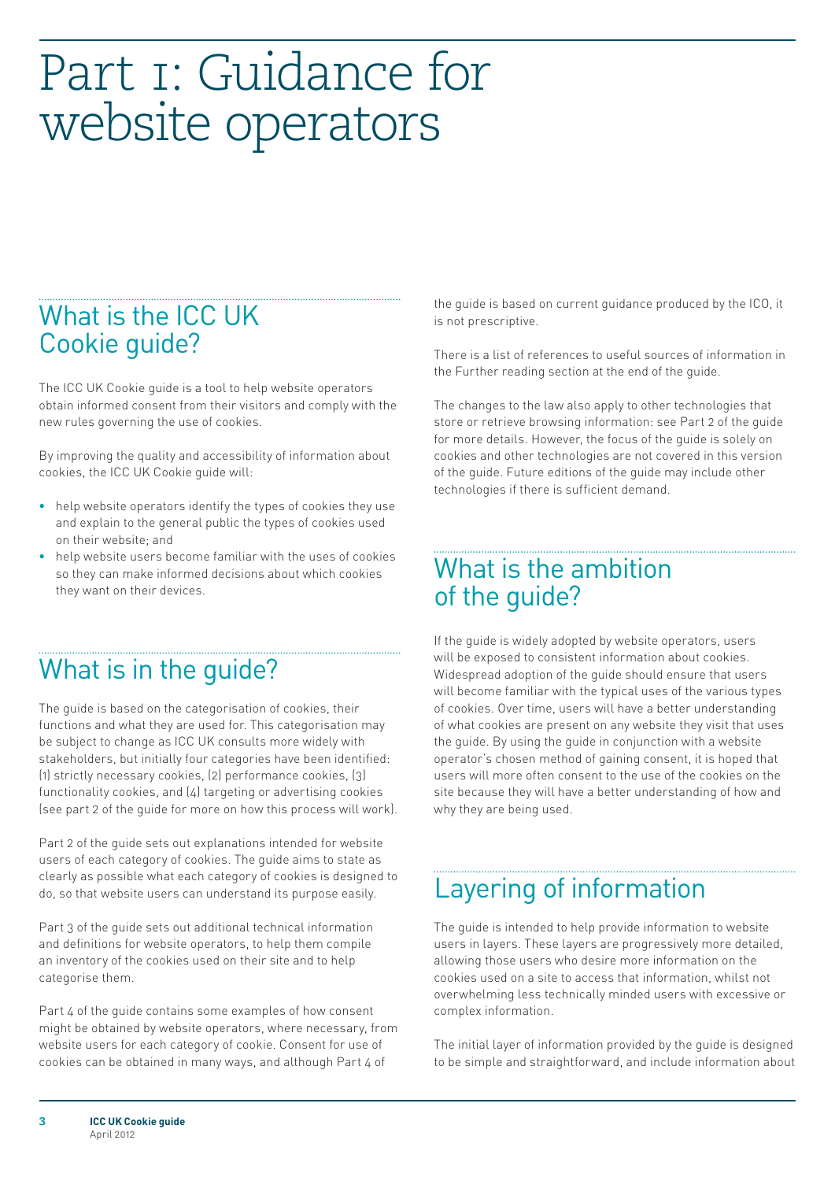# Part 1: Guidance for website operators

## What is the ICC UK Cookie guide?

The ICC UK Cookie guide is a tool to help website operators obtain informed consent from their visitors and comply with the new rules governing the use of cookies.

By improving the quality and accessibility of information about cookies, the ICC UK Cookie guide will:

- help website operators identify the types of cookies they use and explain to the general public the types of cookies used on their website; and
- help website users become familiar with the uses of cookies so they can make informed decisions about which cookies they want on their devices.

## What is in the guide?

The guide is based on the categorisation of cookies, their functions and what they are used for. This categorisation may be subject to change as ICC UK consults more widely with stakeholders, but initially four categories have been identified: (1) strictly necessary cookies, (2) performance cookies, (3) functionality cookies, and (4) targeting or advertising cookies (see part 2 of the guide for more on how this process will work).

Part 2 of the guide sets out explanations intended for website users of each category of cookies. The guide aims to state as clearly as possible what each category of cookies is designed to do, so that website users can understand its purpose easily.

Part 3 of the guide sets out additional technical information and definitions for website operators, to help them compile an inventory of the cookies used on their site and to help categorise them.

Part 4 of the guide contains some examples of how consent might be obtained by website operators, where necessary, from website users for each category of cookie. Consent for use of cookies can be obtained in many ways, and although Part 4 of the guide is based on current guidance produced by the ICO, it is not prescriptive.

There is a list of references to useful sources of information in the Further reading section at the end of the guide.

The changes to the law also apply to other technologies that store or retrieve browsing information: see Part 2 of the guide for more details. However, the focus of the guide is solely on cookies and other technologies are not covered in this version of the guide. Future editions of the guide may include other technologies if there is sufficient demand.

## What is the ambition of the guide?

If the guide is widely adopted by website operators, users will be exposed to consistent information about cookies. Widespread adoption of the guide should ensure that users will become familiar with the typical uses of the various types of cookies. Over time, users will have a better understanding of what cookies are present on any website they visit that uses the guide. By using the guide in conjunction with a website operator's chosen method of gaining consent, it is hoped that users will more often consent to the use of the cookies on the site because they will have a better understanding of how and why they are being used.

## Layering of information

The guide is intended to help provide information to website users in layers. These layers are progressively more detailed, allowing those users who desire more information on the cookies used on a site to access that information, whilst not overwhelming less technically minded users with excessive or complex information.

The initial layer of information provided by the guide is designed to be simple and straightforward, and include information about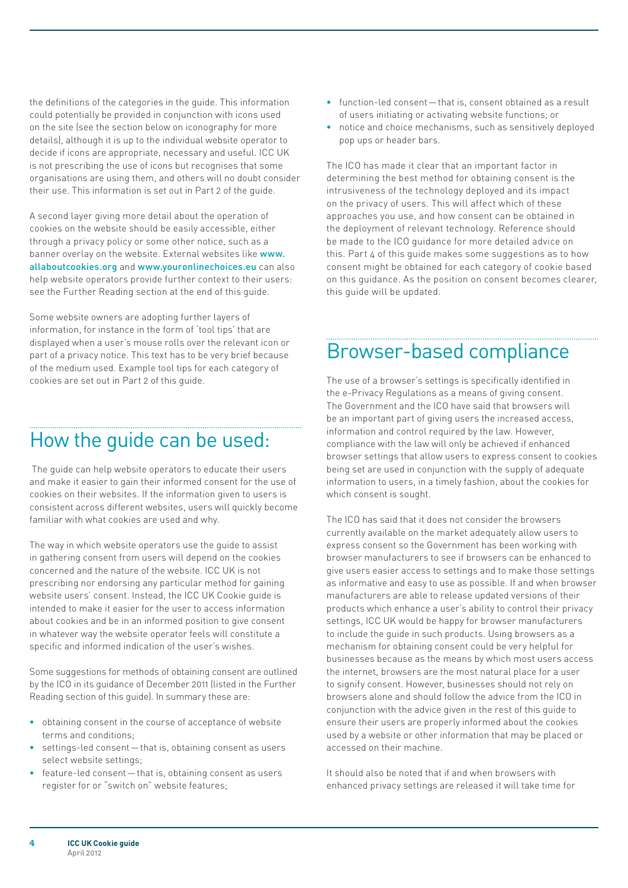the definitions of the categories in the guide. This information could potentially be provided in conjunction with icons used on the site (see the section below on iconography for more details), although it is up to the individual website operator to decide if icons are appropriate, necessary and useful. ICC UK is not prescribing the use of icons but recognises that some organisations are using them, and others will no doubt consider their use. This information is set out in Part 2 of the guide.

A second layer giving more detail about the operation of cookies on the website should be easily accessible, either through a privacy policy or some other notice, such as a banner overlay on the website. External websites like www.allaboutcookies.org and www.youronlinechoices.eu can also help website operators provide further context to their users: see the Further Reading section at the end of this guide.

Some website owners are adopting further layers of information, for instance in the form of 'tool tips' that are displayed when a user's mouse rolls over the relevant icon or part of a privacy notice. This text has to be very brief because of the medium used. Example tool tips for each category of cookies are set out in Part 2 of this guide.

## How the guide can be used:

The guide can help website operators to educate their users and make it easier to gain their informed consent for the use of cookies on their websites. If the information given to users is consistent across different websites, users will quickly become familiar with what cookies are used and why.

The way in which website operators use the guide to assist in gathering consent from users will depend on the cookies concerned and the nature of the website. ICC UK is not prescribing nor endorsing any particular method for gaining website users' consent. Instead, the ICC UK Cookie guide is intended to make it easier for the user to access information about cookies and be in an informed position to give consent in whatever way the website operator feels will constitute a specific and informed indication of the user's wishes.

Some suggestions for methods of obtaining consent are outlined by the ICO in its guidance of December 2011 (listed in the Further Reading section of this guide). In summary these are:

- obtaining consent in the course of acceptance of website terms and conditions;
- settings-led consent — that is, obtaining consent as users select website settings;
- feature-led consent — that is, obtaining consent as users register for or "switch on" website features;
- function-led consent — that is, consent obtained as a result of users initiating or activating website functions; or
- notice and choice mechanisms, such as sensitively deployed pop ups or header bars.

The ICO has made it clear that an important factor in determining the best method for obtaining consent is the intrusiveness of the technology deployed and its impact on the privacy of users. This will affect which of these approaches you use, and how consent can be obtained in the deployment of relevant technology. Reference should be made to the ICO guidance for more detailed advice on this. Part 4 of this guide makes some suggestions as to how consent might be obtained for each category of cookie based on this guidance. As the position on consent becomes clearer, this guide will be updated.

## Browser-based compliance

The use of a browser's settings is specifically identified in the e-Privacy Regulations as a means of giving consent. The Government and the ICO have said that browsers will be an important part of giving users the increased access, information and control required by the law. However, compliance with the law will only be achieved if enhanced browser settings that allow users to express consent to cookies being set are used in conjunction with the supply of adequate information to users, in a timely fashion, about the cookies for which consent is sought.

The ICO has said that it does not consider the browsers currently available on the market adequately allow users to express consent so the Government has been working with browser manufacturers to see if browsers can be enhanced to give users easier access to settings and to make those settings as informative and easy to use as possible. If and when browser manufacturers are able to release updated versions of their products which enhance a user's ability to control their privacy settings, ICC UK would be happy for browser manufacturers to include the guide in such products. Using browsers as a mechanism for obtaining consent could be very helpful for businesses because as the means by which most users access the internet, browsers are the most natural place for a user to signify consent. However, businesses should not rely on browsers alone and should follow the advice from the ICO in conjunction with the advice given in the rest of this guide to ensure their users are properly informed about the cookies used by a website or other information that may be placed or accessed on their machine.

It should also be noted that if and when browsers with enhanced privacy settings are released it will take time for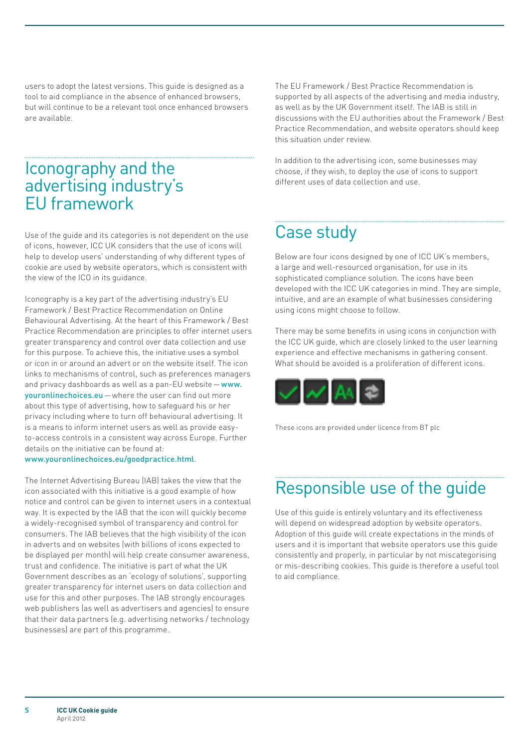users to adopt the latest versions. This guide is designed as a tool to aid compliance in the absence of enhanced browsers, but will continue to be a relevant tool once enhanced browsers are available.

## Iconography and the advertising industry's EU framework

Use of the guide and its categories is not dependent on the use of icons, however, ICC UK considers that the use of icons will help to develop users' understanding of why different types of cookie are used by website operators, which is consistent with the view of the ICO in its guidance.

Iconography is a key part of the advertising industry's EU Framework / Best Practice Recommendation on Online Behavioural Advertising. At the heart of this Framework / Best Practice Recommendation are principles to offer internet users greater transparency and control over data collection and use for this purpose. To achieve this, the initiative uses a symbol or icon in or around an advert or on the website itself. The icon links to mechanisms of control, such as preferences managers and privacy dashboards as well as a pan-EU website — www.youronlinechoices.eu — where the user can find out more about this type of advertising, how to safeguard his or her privacy including where to turn off behavioural advertising. It is a means to inform internet users as well as provide easy-to-access controls in a consistent way across Europe. Further details on the initiative can be found at: www.youronlinechoices.eu/goodpractice.html.

The Internet Advertising Bureau (IAB) takes the view that the icon associated with this initiative is a good example of how notice and control can be given to internet users in a contextual way. It is expected by the IAB that the icon will quickly become a widely-recognised symbol of transparency and control for consumers. The IAB believes that the high visibility of the icon in adverts and on websites (with billions of icons expected to be displayed per month) will help create consumer awareness, trust and confidence. The initiative is part of what the UK Government describes as an 'ecology of solutions', supporting greater transparency for internet users on data collection and use for this and other purposes. The IAB strongly encourages web publishers (as well as advertisers and agencies) to ensure that their data partners (e.g. advertising networks / technology businesses) are part of this programme.

The EU Framework / Best Practice Recommendation is supported by all aspects of the advertising and media industry, as well as by the UK Government itself. The IAB is still in discussions with the EU authorities about the Framework / Best Practice Recommendation, and website operators should keep this situation under review.

In addition to the advertising icon, some businesses may choose, if they wish, to deploy the use of icons to support different uses of data collection and use.

## Case study

Below are four icons designed by one of ICC UK's members, a large and well-resourced organisation, for use in its sophisticated compliance solution. The icons have been developed with the ICC UK categories in mind. They are simple, intuitive, and are an example of what businesses considering using icons might choose to follow.

There may be some benefits in using icons in conjunction with the ICC UK guide, which are closely linked to the user learning experience and effective mechanisms in gathering consent. What should be avoided is a proliferation of different icons.

These icons are provided under licence from BT plc

## Responsible use of the guide

Use of this guide is entirely voluntary and its effectiveness will depend on widespread adoption by website operators. Adoption of this guide will create expectations in the minds of users and it is important that website operators use this guide consistently and properly, in particular by not miscategorising or mis-describing cookies. This guide is therefore a useful tool to aid compliance.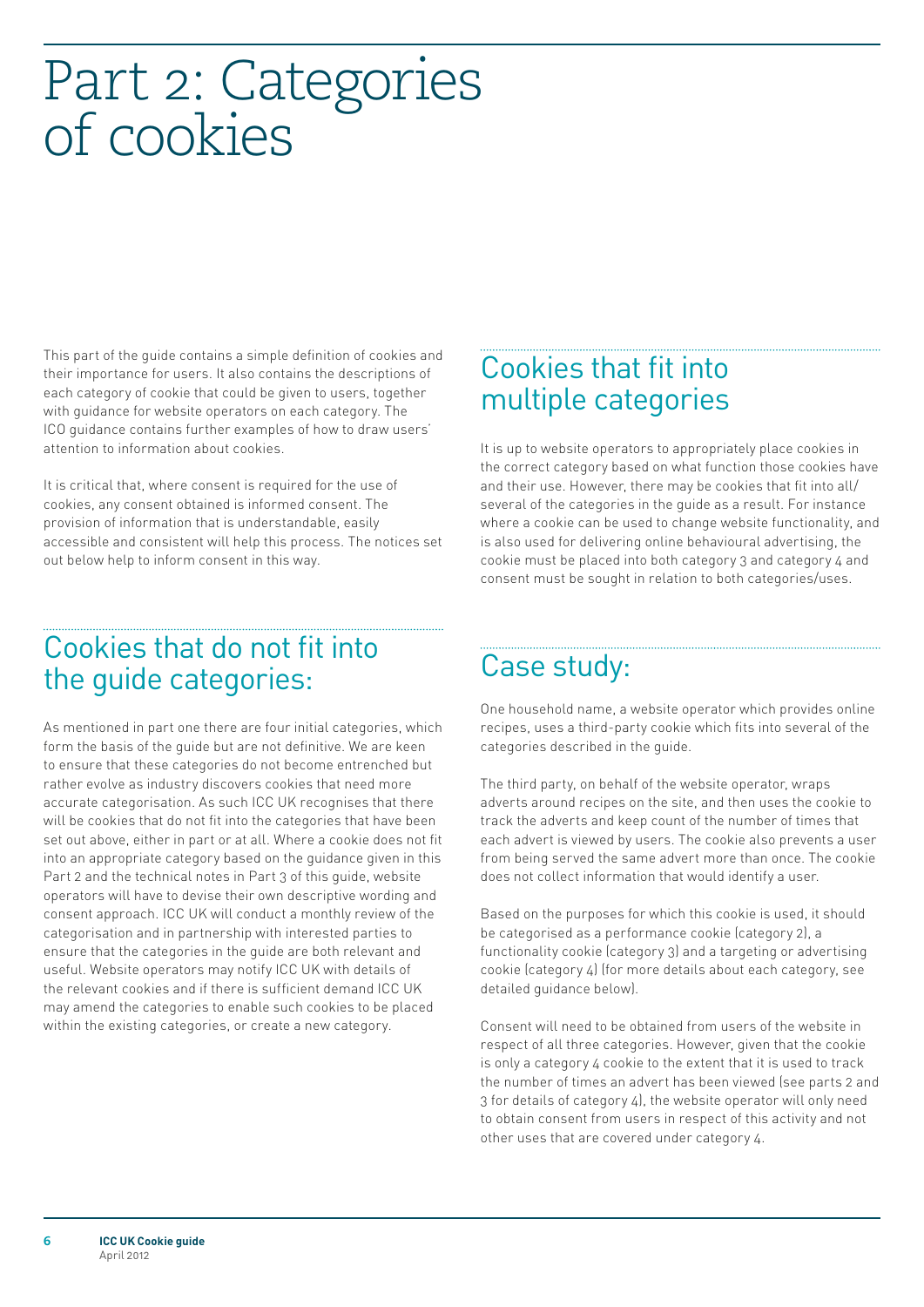# Part 2: Categories of cookies

This part of the guide contains a simple definition of cookies and their importance for users. It also contains the descriptions of each category of cookie that could be given to users, together with guidance for website operators on each category. The ICO guidance contains further examples of how to draw users' attention to information about cookies.

It is critical that, where consent is required for the use of cookies, any consent obtained is informed consent. The provision of information that is understandable, easily accessible and consistent will help this process. The notices set out below help to inform consent in this way.

## Cookies that do not fit into the guide categories:

As mentioned in part one there are four initial categories, which form the basis of the guide but are not definitive. We are keen to ensure that these categories do not become entrenched but rather evolve as industry discovers cookies that need more accurate categorisation. As such ICC UK recognises that there will be cookies that do not fit into the categories that have been set out above, either in part or at all. Where a cookie does not fit into an appropriate category based on the guidance given in this Part 2 and the technical notes in Part 3 of this guide, website operators will have to devise their own descriptive wording and consent approach. ICC UK will conduct a monthly review of the categorisation and in partnership with interested parties to ensure that the categories in the guide are both relevant and useful. Website operators may notify ICC UK with details of the relevant cookies and if there is sufficient demand ICC UK may amend the categories to enable such cookies to be placed within the existing categories, or create a new category.

## Cookies that fit into multiple categories

It is up to website operators to appropriately place cookies in the correct category based on what function those cookies have and their use. However, there may be cookies that fit into all/several of the categories in the guide as a result. For instance where a cookie can be used to change website functionality, and is also used for delivering online behavioural advertising, the cookie must be placed into both category 3 and category 4 and consent must be sought in relation to both categories/uses.

## Case study:

One household name, a website operator which provides online recipes, uses a third-party cookie which fits into several of the categories described in the guide.

The third party, on behalf of the website operator, wraps adverts around recipes on the site, and then uses the cookie to track the adverts and keep count of the number of times that each advert is viewed by users. The cookie also prevents a user from being served the same advert more than once. The cookie does not collect information that would identify a user.

Based on the purposes for which this cookie is used, it should be categorised as a performance cookie (category 2), a functionality cookie (category 3) and a targeting or advertising cookie (category 4) (for more details about each category, see detailed guidance below).

Consent will need to be obtained from users of the website in respect of all three categories. However, given that the cookie is only a category 4 cookie to the extent that it is used to track the number of times an advert has been viewed (see parts 2 and 3 for details of category 4), the website operator will only need to obtain consent from users in respect of this activity and not other uses that are covered under category 4.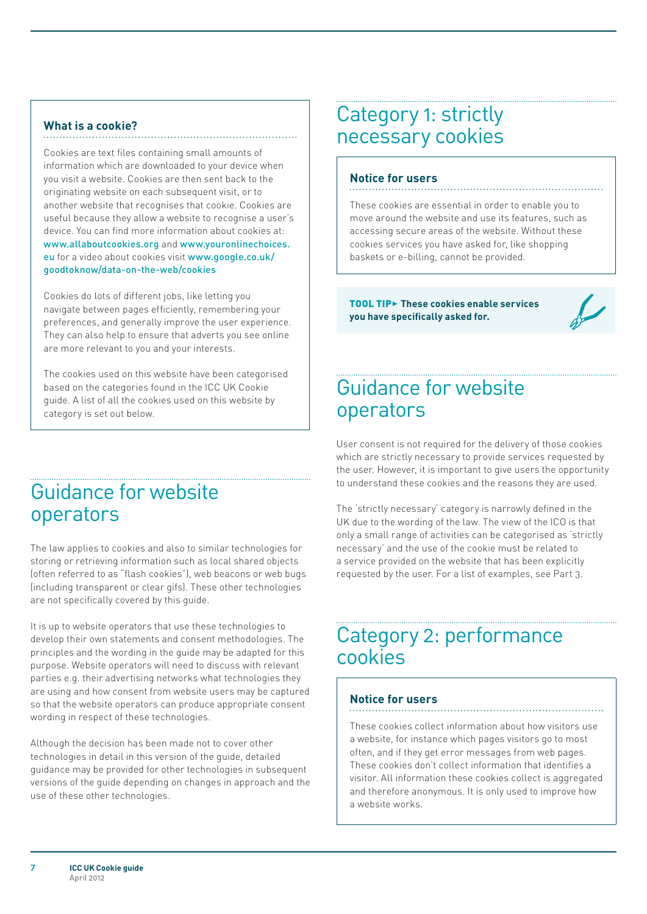### What is a cookie?

Cookies are text files containing small amounts of information which are downloaded to your device when you visit a website. Cookies are then sent back to the originating website on each subsequent visit, or to another website that recognises that cookie. Cookies are useful because they allow a website to recognise a user's device. You can find more information about cookies at: www.allaboutcookies.org and www.youronlinechoices.eu for a video about cookies visit www.google.co.uk/goodtoknow/data-on-the-web/cookies

Cookies do lots of different jobs, like letting you navigate between pages efficiently, remembering your preferences, and generally improve the user experience. They can also help to ensure that adverts you see online are more relevant to you and your interests.

The cookies used on this website have been categorised based on the categories found in the ICC UK Cookie guide. A list of all the cookies used on this website by category is set out below.

## Guidance for website operators

The law applies to cookies and also to similar technologies for storing or retrieving information such as local shared objects (often referred to as "flash cookies"), web beacons or web bugs (including transparent or clear gifs). These other technologies are not specifically covered by this guide.

It is up to website operators that use these technologies to develop their own statements and consent methodologies. The principles and the wording in the guide may be adapted for this purpose. Website operators will need to discuss with relevant parties e.g. their advertising networks what technologies they are using and how consent from website users may be captured so that the website operators can produce appropriate consent wording in respect of these technologies.

Although the decision has been made not to cover other technologies in detail in this version of the guide, detailed guidance may be provided for other technologies in subsequent versions of the guide depending on changes in approach and the use of these other technologies.

## Category 1: strictly necessary cookies

### Notice for users

These cookies are essential in order to enable you to move around the website and use its features, such as accessing secure areas of the website. Without these cookies services you have asked for, like shopping baskets or e-billing, cannot be provided.

**TOOL TIP▸ These cookies enable services you have specifically asked for.**

## Guidance for website operators

User consent is not required for the delivery of those cookies which are strictly necessary to provide services requested by the user. However, it is important to give users the opportunity to understand these cookies and the reasons they are used.

The 'strictly necessary' category is narrowly defined in the UK due to the wording of the law. The view of the ICO is that only a small range of activities can be categorised as 'strictly necessary' and the use of the cookie must be related to a service provided on the website that has been explicitly requested by the user. For a list of examples, see Part 3.

## Category 2: performance cookies

### Notice for users

These cookies collect information about how visitors use a website, for instance which pages visitors go to most often, and if they get error messages from web pages. These cookies don't collect information that identifies a visitor. All information these cookies collect is aggregated and therefore anonymous. It is only used to improve how a website works.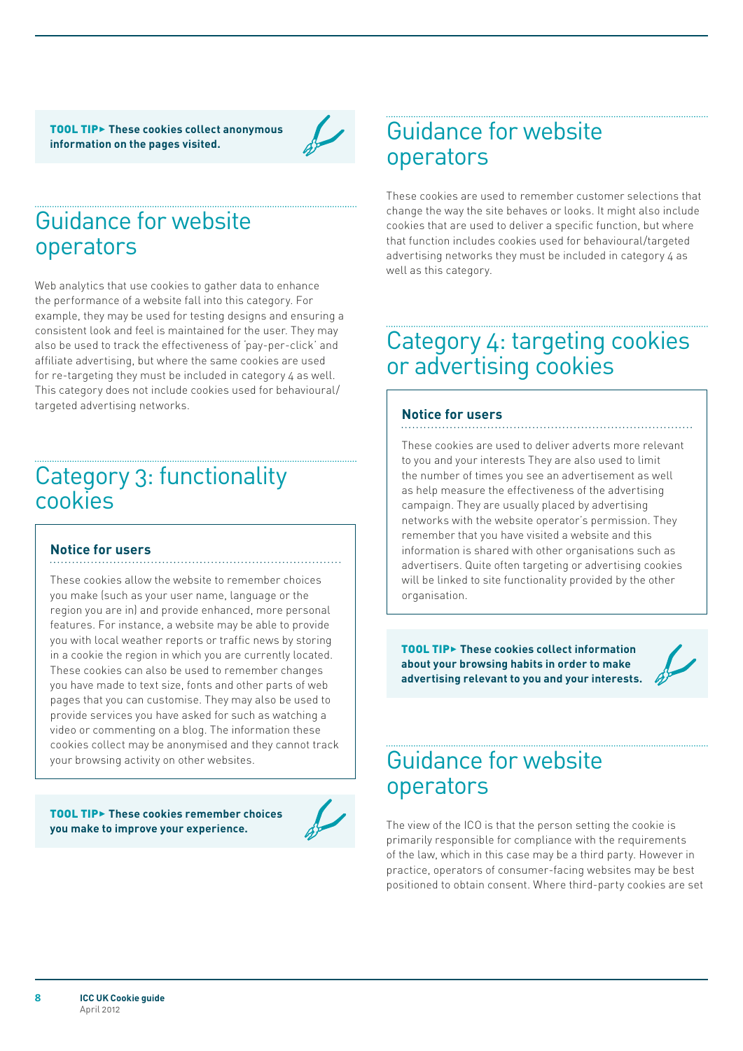**TOOL TIP▸ These cookies collect anonymous information on the pages visited.**

## Guidance for website operators

Web analytics that use cookies to gather data to enhance the performance of a website fall into this category. For example, they may be used for testing designs and ensuring a consistent look and feel is maintained for the user. They may also be used to track the effectiveness of 'pay-per-click' and affiliate advertising, but where the same cookies are used for re-targeting they must be included in category 4 as well. This category does not include cookies used for behavioural/targeted advertising networks.

## Category 3: functionality cookies

### Notice for users

These cookies allow the website to remember choices you make (such as your user name, language or the region you are in) and provide enhanced, more personal features. For instance, a website may be able to provide you with local weather reports or traffic news by storing in a cookie the region in which you are currently located. These cookies can also be used to remember changes you have made to text size, fonts and other parts of web pages that you can customise. They may also be used to provide services you have asked for such as watching a video or commenting on a blog. The information these cookies collect may be anonymised and they cannot track your browsing activity on other websites.

**TOOL TIP▸ These cookies remember choices you make to improve your experience.**

## Guidance for website operators

These cookies are used to remember customer selections that change the way the site behaves or looks. It might also include cookies that are used to deliver a specific function, but where that function includes cookies used for behavioural/targeted advertising networks they must be included in category 4 as well as this category.

## Category 4: targeting cookies or advertising cookies

### Notice for users

These cookies are used to deliver adverts more relevant to you and your interests They are also used to limit the number of times you see an advertisement as well as help measure the effectiveness of the advertising campaign. They are usually placed by advertising networks with the website operator's permission. They remember that you have visited a website and this information is shared with other organisations such as advertisers. Quite often targeting or advertising cookies will be linked to site functionality provided by the other organisation.

**TOOL TIP▸ These cookies collect information about your browsing habits in order to make advertising relevant to you and your interests.**

## Guidance for website operators

The view of the ICO is that the person setting the cookie is primarily responsible for compliance with the requirements of the law, which in this case may be a third party. However in practice, operators of consumer-facing websites may be best positioned to obtain consent. Where third-party cookies are set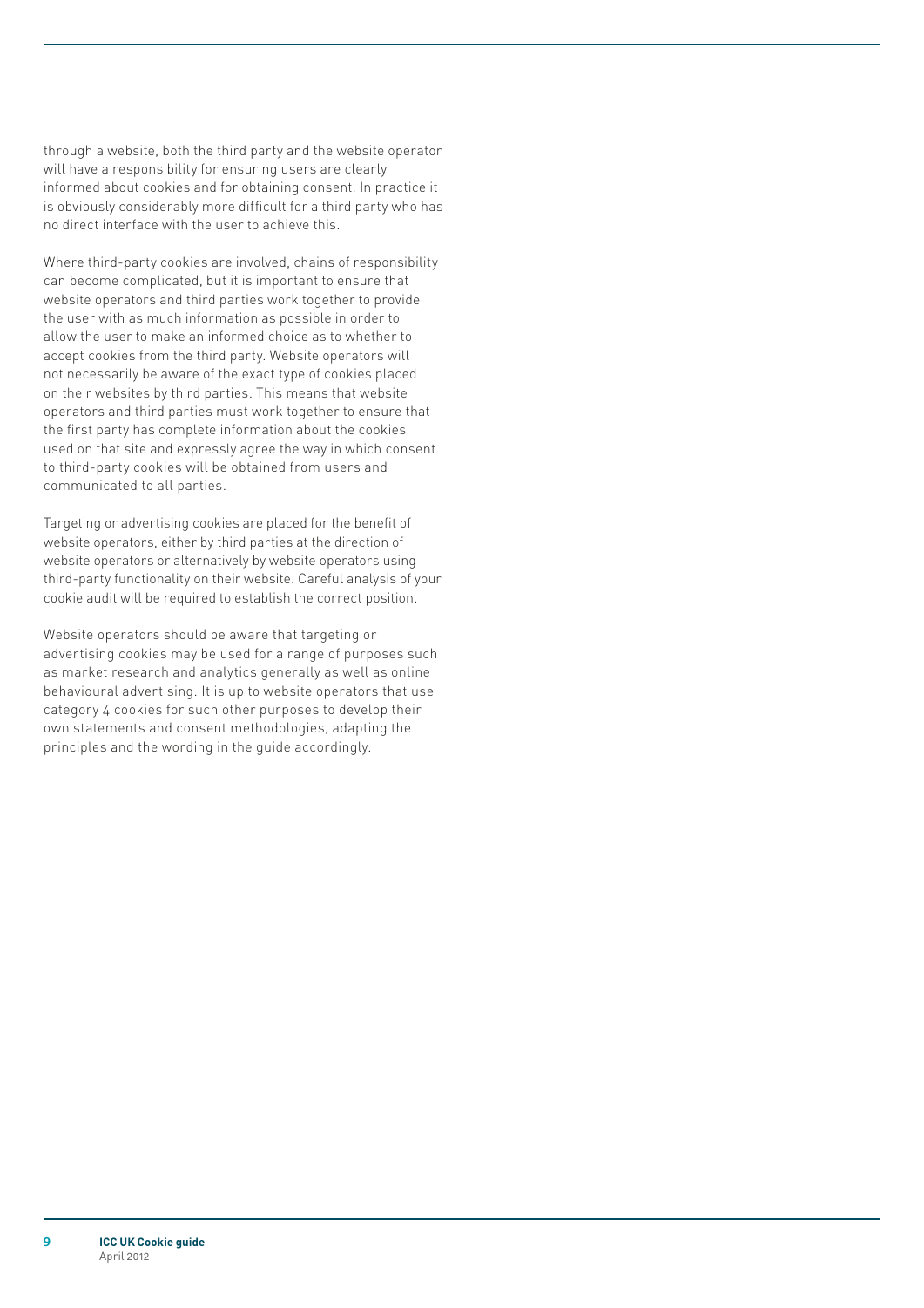through a website, both the third party and the website operator will have a responsibility for ensuring users are clearly informed about cookies and for obtaining consent. In practice it is obviously considerably more difficult for a third party who has no direct interface with the user to achieve this.

Where third-party cookies are involved, chains of responsibility can become complicated, but it is important to ensure that website operators and third parties work together to provide the user with as much information as possible in order to allow the user to make an informed choice as to whether to accept cookies from the third party. Website operators will not necessarily be aware of the exact type of cookies placed on their websites by third parties. This means that website operators and third parties must work together to ensure that the first party has complete information about the cookies used on that site and expressly agree the way in which consent to third-party cookies will be obtained from users and communicated to all parties.

Targeting or advertising cookies are placed for the benefit of website operators, either by third parties at the direction of website operators or alternatively by website operators using third-party functionality on their website. Careful analysis of your cookie audit will be required to establish the correct position.

Website operators should be aware that targeting or advertising cookies may be used for a range of purposes such as market research and analytics generally as well as online behavioural advertising. It is up to website operators that use category 4 cookies for such other purposes to develop their own statements and consent methodologies, adapting the principles and the wording in the guide accordingly.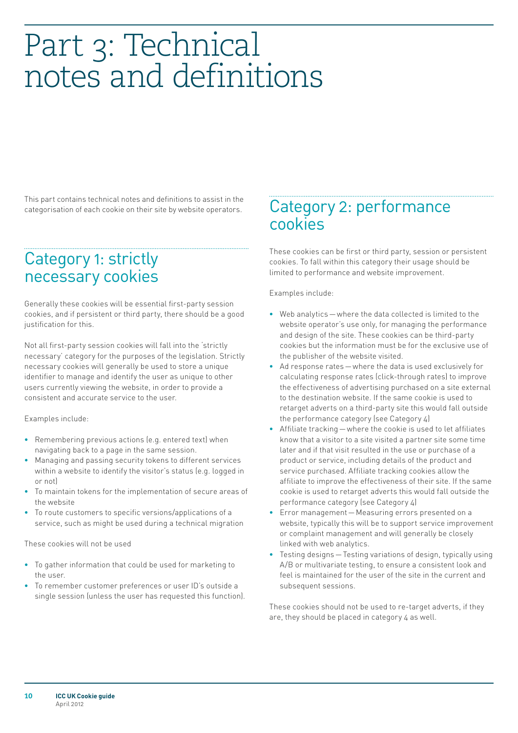# Part 3: Technical notes and definitions

This part contains technical notes and definitions to assist in the categorisation of each cookie on their site by website operators.

## Category 1: strictly necessary cookies

Generally these cookies will be essential first-party session cookies, and if persistent or third party, there should be a good justification for this.

Not all first-party session cookies will fall into the 'strictly necessary' category for the purposes of the legislation. Strictly necessary cookies will generally be used to store a unique identifier to manage and identify the user as unique to other users currently viewing the website, in order to provide a consistent and accurate service to the user.

Examples include:

- Remembering previous actions (e.g. entered text) when navigating back to a page in the same session.
- Managing and passing security tokens to different services within a website to identify the visitor's status (e.g. logged in or not)
- To maintain tokens for the implementation of secure areas of the website
- To route customers to specific versions/applications of a service, such as might be used during a technical migration

These cookies will not be used

- To gather information that could be used for marketing to the user.
- To remember customer preferences or user ID's outside a single session (unless the user has requested this function).

## Category 2: performance cookies

These cookies can be first or third party, session or persistent cookies. To fall within this category their usage should be limited to performance and website improvement.

Examples include:

- Web analytics — where the data collected is limited to the website operator's use only, for managing the performance and design of the site. These cookies can be third-party cookies but the information must be for the exclusive use of the publisher of the website visited.
- Ad response rates — where the data is used exclusively for calculating response rates (click-through rates) to improve the effectiveness of advertising purchased on a site external to the destination website. If the same cookie is used to retarget adverts on a third-party site this would fall outside the performance category (see Category 4)
- Affiliate tracking — where the cookie is used to let affiliates know that a visitor to a site visited a partner site some time later and if that visit resulted in the use or purchase of a product or service, including details of the product and service purchased. Affiliate tracking cookies allow the affiliate to improve the effectiveness of their site. If the same cookie is used to retarget adverts this would fall outside the performance category (see Category 4)
- Error management — Measuring errors presented on a website, typically this will be to support service improvement or complaint management and will generally be closely linked with web analytics.
- Testing designs — Testing variations of design, typically using A/B or multivariate testing, to ensure a consistent look and feel is maintained for the user of the site in the current and subsequent sessions.

These cookies should not be used to re-target adverts, if they are, they should be placed in category 4 as well.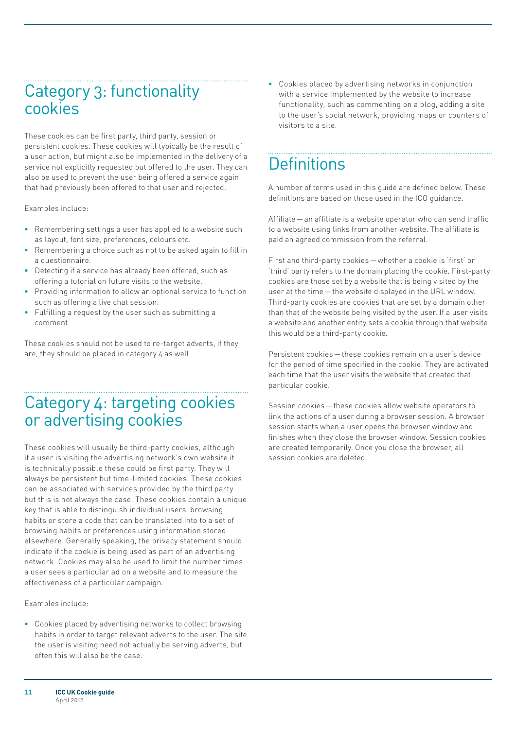## Category 3: functionality cookies

These cookies can be first party, third party, session or persistent cookies. These cookies will typically be the result of a user action, but might also be implemented in the delivery of a service not explicitly requested but offered to the user. They can also be used to prevent the user being offered a service again that had previously been offered to that user and rejected.

Examples include:

- Remembering settings a user has applied to a website such as layout, font size, preferences, colours etc.
- Remembering a choice such as not to be asked again to fill in a questionnaire.
- Detecting if a service has already been offered, such as offering a tutorial on future visits to the website.
- Providing information to allow an optional service to function such as offering a live chat session.
- Fulfilling a request by the user such as submitting a comment.

These cookies should not be used to re-target adverts, if they are, they should be placed in category 4 as well.

## Category 4: targeting cookies or advertising cookies

These cookies will usually be third-party cookies, although if a user is visiting the advertising network's own website it is technically possible these could be first party. They will always be persistent but time-limited cookies. These cookies can be associated with services provided by the third party but this is not always the case. These cookies contain a unique key that is able to distinguish individual users' browsing habits or store a code that can be translated into to a set of browsing habits or preferences using information stored elsewhere. Generally speaking, the privacy statement should indicate if the cookie is being used as part of an advertising network. Cookies may also be used to limit the number times a user sees a particular ad on a website and to measure the effectiveness of a particular campaign.

Examples include:

- Cookies placed by advertising networks to collect browsing habits in order to target relevant adverts to the user. The site the user is visiting need not actually be serving adverts, but often this will also be the case.
- Cookies placed by advertising networks in conjunction with a service implemented by the website to increase functionality, such as commenting on a blog, adding a site to the user's social network, providing maps or counters of visitors to a site.

## Definitions

A number of terms used in this guide are defined below. These definitions are based on those used in the ICO guidance.

Affiliate — an affiliate is a website operator who can send traffic to a website using links from another website. The affiliate is paid an agreed commission from the referral.

First and third-party cookies — whether a cookie is 'first' or 'third' party refers to the domain placing the cookie. First-party cookies are those set by a website that is being visited by the user at the time — the website displayed in the URL window. Third-party cookies are cookies that are set by a domain other than that of the website being visited by the user. If a user visits a website and another entity sets a cookie through that website this would be a third-party cookie.

Persistent cookies — these cookies remain on a user's device for the period of time specified in the cookie. They are activated each time that the user visits the website that created that particular cookie.

Session cookies — these cookies allow website operators to link the actions of a user during a browser session. A browser session starts when a user opens the browser window and finishes when they close the browser window. Session cookies are created temporarily. Once you close the browser, all session cookies are deleted.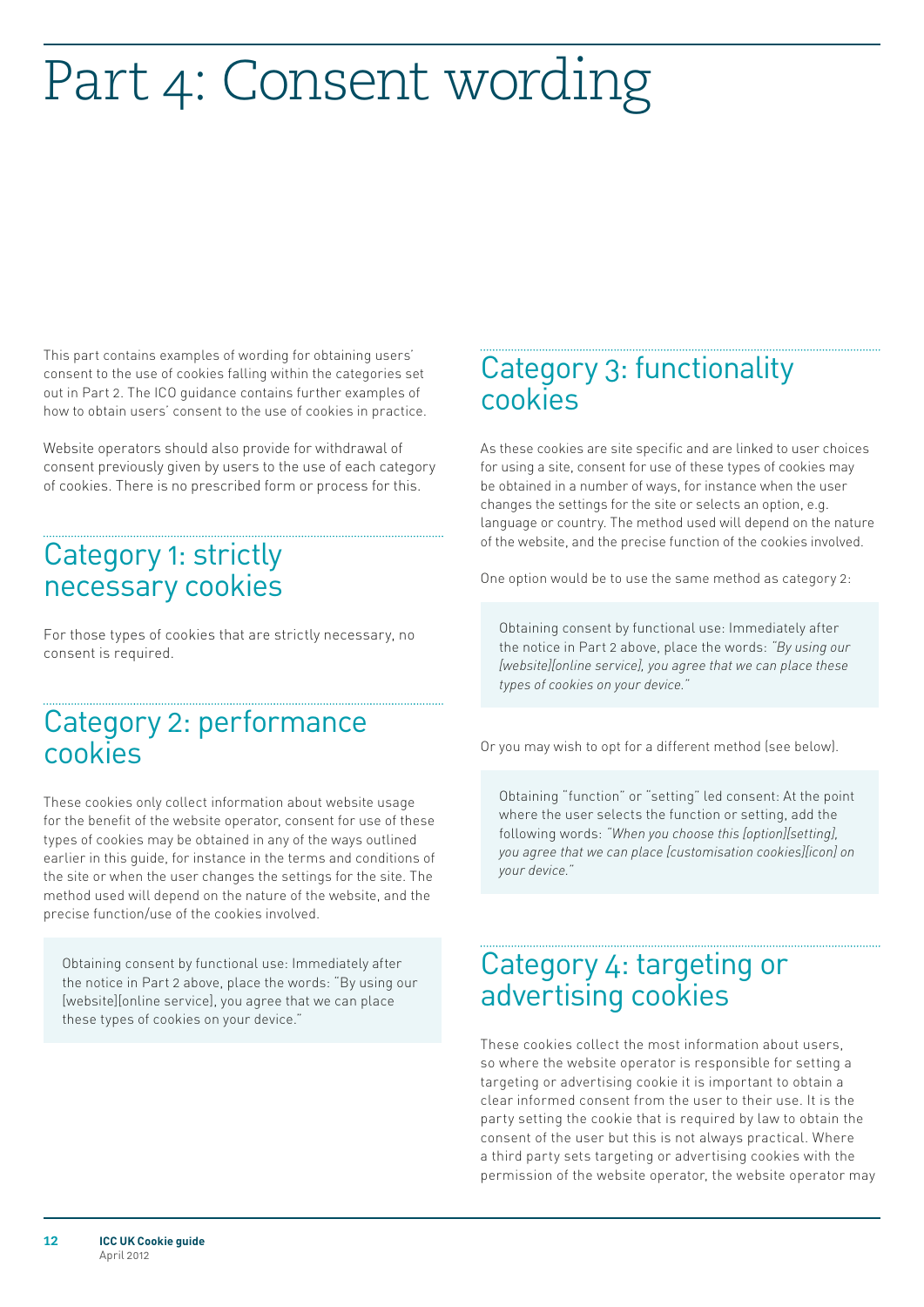# Part 4: Consent wording

This part contains examples of wording for obtaining users' consent to the use of cookies falling within the categories set out in Part 2. The ICO guidance contains further examples of how to obtain users' consent to the use of cookies in practice.

Website operators should also provide for withdrawal of consent previously given by users to the use of each category of cookies. There is no prescribed form or process for this.

## Category 1: strictly necessary cookies

For those types of cookies that are strictly necessary, no consent is required.

## Category 2: performance cookies

These cookies only collect information about website usage for the benefit of the website operator, consent for use of these types of cookies may be obtained in any of the ways outlined earlier in this guide, for instance in the terms and conditions of the site or when the user changes the settings for the site. The method used will depend on the nature of the website, and the precise function/use of the cookies involved.

> Obtaining consent by functional use: Immediately after the notice in Part 2 above, place the words: "By using our [website][online service], you agree that we can place these types of cookies on your device."

## Category 3: functionality cookies

As these cookies are site specific and are linked to user choices for using a site, consent for use of these types of cookies may be obtained in a number of ways, for instance when the user changes the settings for the site or selects an option, e.g. language or country. The method used will depend on the nature of the website, and the precise function of the cookies involved.

One option would be to use the same method as category 2:

> Obtaining consent by functional use: Immediately after the notice in Part 2 above, place the words: *"By using our [website][online service], you agree that we can place these types of cookies on your device."*

Or you may wish to opt for a different method (see below).

> Obtaining "function" or "setting" led consent: At the point where the user selects the function or setting, add the following words: *"When you choose this [option][setting], you agree that we can place [customisation cookies][icon] on your device."*

## Category 4: targeting or advertising cookies

These cookies collect the most information about users, so where the website operator is responsible for setting a targeting or advertising cookie it is important to obtain a clear informed consent from the user to their use. It is the party setting the cookie that is required by law to obtain the consent of the user but this is not always practical. Where a third party sets targeting or advertising cookies with the permission of the website operator, the website operator may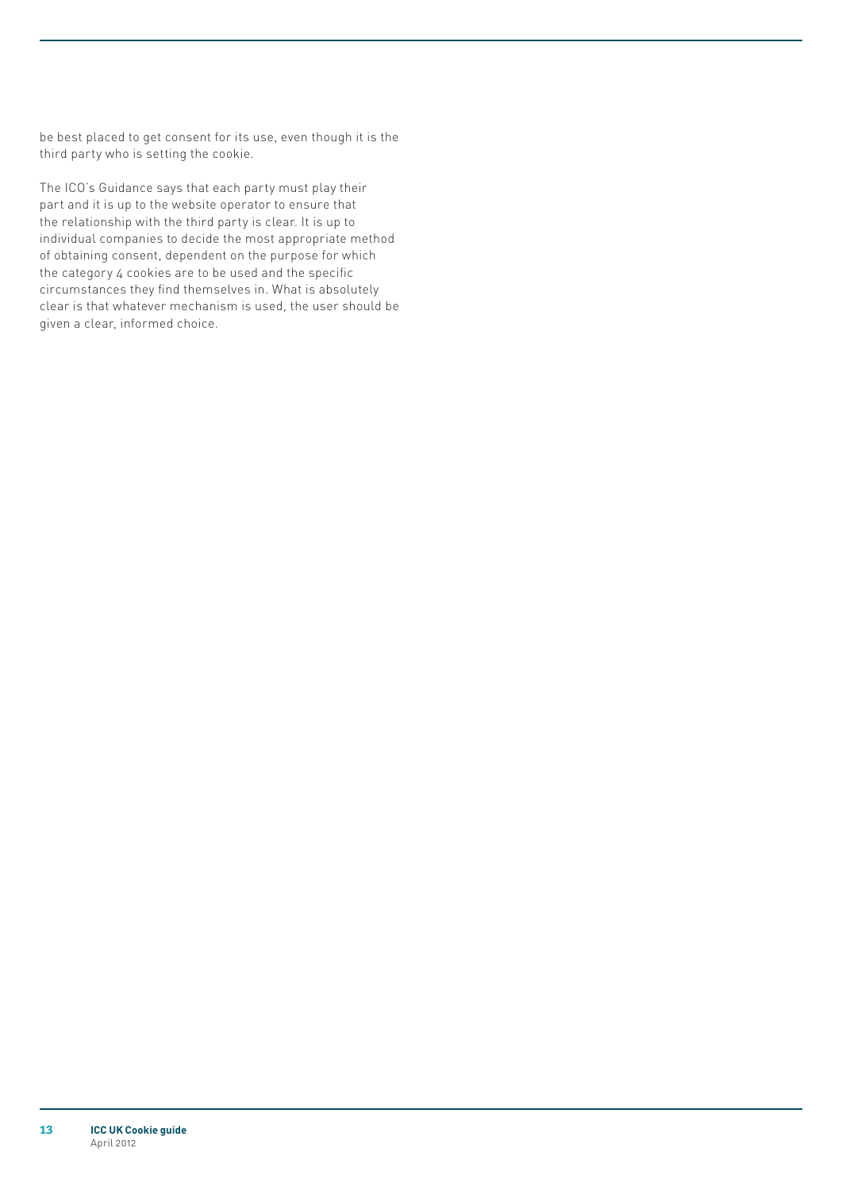be best placed to get consent for its use, even though it is the third party who is setting the cookie.

The ICO's Guidance says that each party must play their part and it is up to the website operator to ensure that the relationship with the third party is clear. It is up to individual companies to decide the most appropriate method of obtaining consent, dependent on the purpose for which the category 4 cookies are to be used and the specific circumstances they find themselves in. What is absolutely clear is that whatever mechanism is used, the user should be given a clear, informed choice.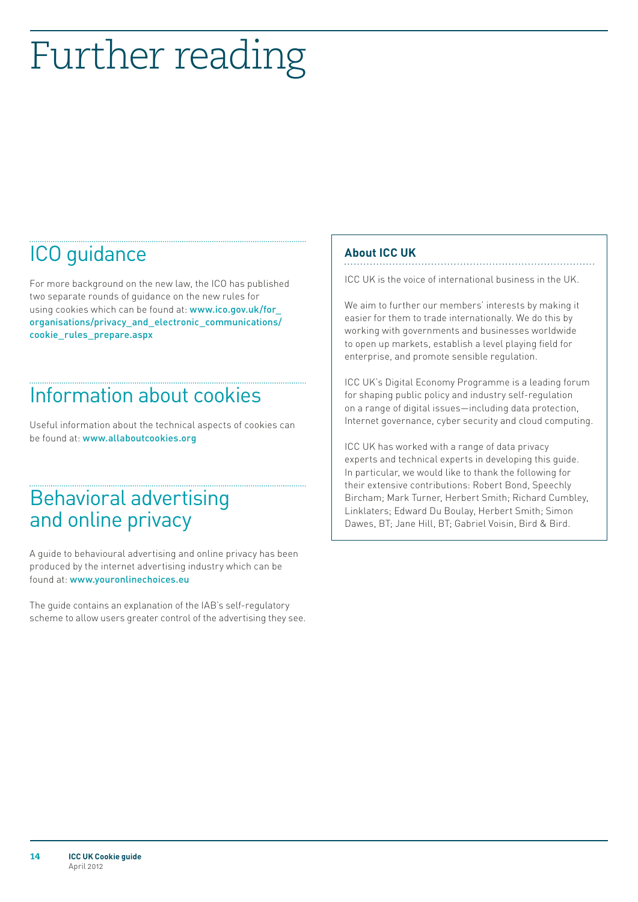# Further reading

## ICO guidance

For more background on the new law, the ICO has published two separate rounds of guidance on the new rules for using cookies which can be found at: www.ico.gov.uk/for_organisations/privacy_and_electronic_communications/cookie_rules_prepare.aspx

## Information about cookies

Useful information about the technical aspects of cookies can be found at: www.allaboutcookies.org

## Behavioral advertising and online privacy

A guide to behavioural advertising and online privacy has been produced by the internet advertising industry which can be found at: www.youronlinechoices.eu

The guide contains an explanation of the IAB's self-regulatory scheme to allow users greater control of the advertising they see.

### About ICC UK

ICC UK is the voice of international business in the UK.

We aim to further our members' interests by making it easier for them to trade internationally. We do this by working with governments and businesses worldwide to open up markets, establish a level playing field for enterprise, and promote sensible regulation.

ICC UK's Digital Economy Programme is a leading forum for shaping public policy and industry self-regulation on a range of digital issues—including data protection, Internet governance, cyber security and cloud computing.

ICC UK has worked with a range of data privacy experts and technical experts in developing this guide. In particular, we would like to thank the following for their extensive contributions: Robert Bond, Speechly Bircham; Mark Turner, Herbert Smith; Richard Cumbley, Linklaters; Edward Du Boulay, Herbert Smith; Simon Dawes, BT; Jane Hill, BT; Gabriel Voisin, Bird & Bird.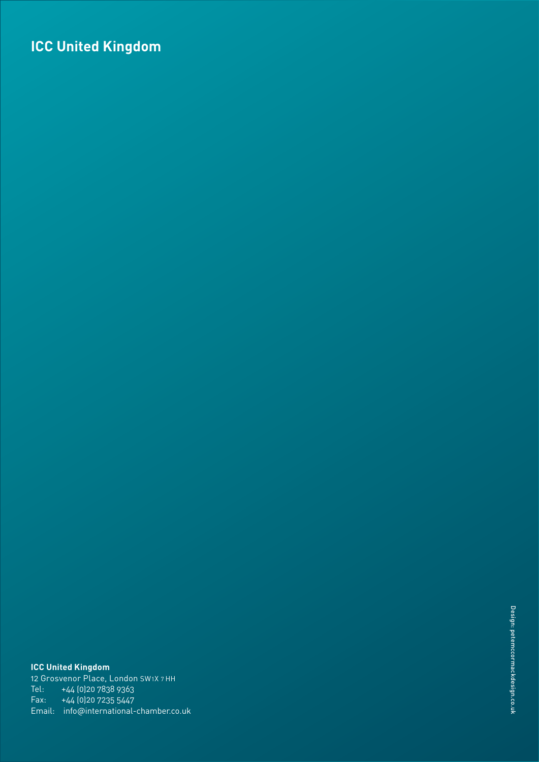# ICC United Kingdom

**ICC United Kingdom**
12 Grosvenor Place, London SW1X 7HH
Tel: +44 (0)20 7838 9363
Fax: +44 (0)20 7235 5447
Email: info@international-chamber.co.uk

Design: petemccormackdesign.co.uk